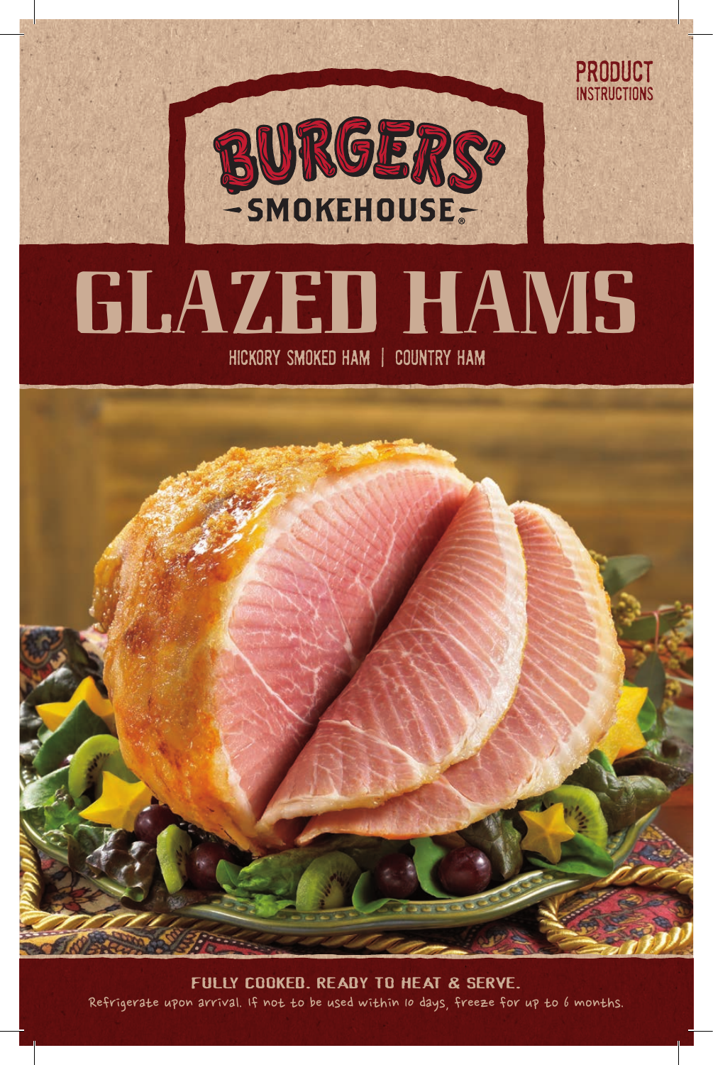PRODUCT INSTRUCTIONS

BURGERS'
SMOKEHOUSE®

# GLAZED HAMS

HICKORY SMOKED HAM | COUNTRY HAM

**FULLY COOKED. READY TO HEAT & SERVE.**

Refrigerate upon arrival. If not to be used within 10 days, freeze for up to 6 months.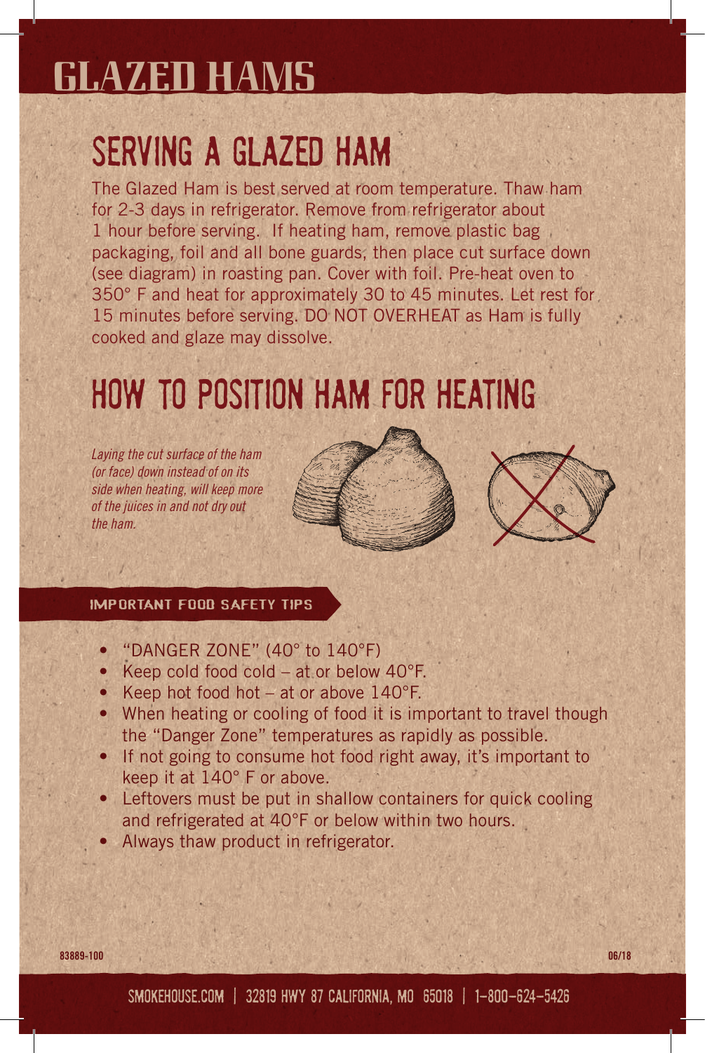# GLAZED HAMS

## SERVING A GLAZED HAM

The Glazed Ham is best served at room temperature. Thaw ham for 2-3 days in refrigerator. Remove from refrigerator about 1 hour before serving. If heating ham, remove plastic bag packaging, foil and all bone guards, then place cut surface down (see diagram) in roasting pan. Cover with foil. Pre-heat oven to 350° F and heat for approximately 30 to 45 minutes. Let rest for 15 minutes before serving. DO NOT OVERHEAT as Ham is fully cooked and glaze may dissolve.

## HOW TO POSITION HAM FOR HEATING

*Laying the cut surface of the ham (or face) down instead of on its side when heating, will keep more of the juices in and not dry out the ham.*

### IMPORTANT FOOD SAFETY TIPS

- "DANGER ZONE" (40° to 140°F)
- Keep cold food cold – at or below 40°F.
- Keep hot food hot – at or above 140°F.
- When heating or cooling of food it is important to travel though the "Danger Zone" temperatures as rapidly as possible.
- If not going to consume hot food right away, it's important to keep it at 140° F or above.
- Leftovers must be put in shallow containers for quick cooling and refrigerated at 40°F or below within two hours.
- Always thaw product in refrigerator.

83889-100 06/18

SMOKEHOUSE.COM | 32819 HWY 87 CALIFORNIA, MO 65018 | 1-800-624-5426